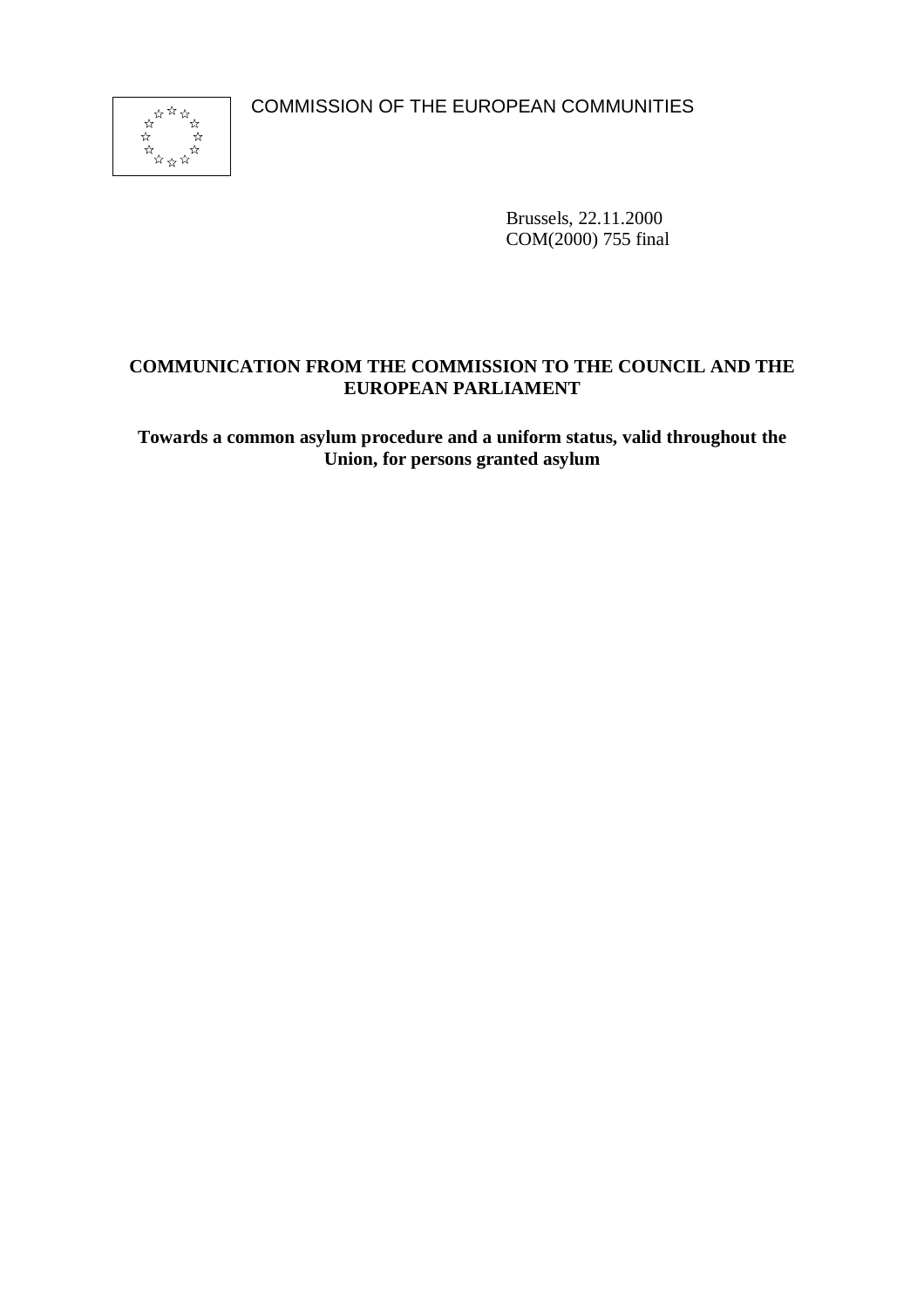COMMISSION OF THE EUROPEAN COMMUNITIES

Brussels, 22.11.2000
COM(2000) 755 final

# COMMUNICATION FROM THE COMMISSION TO THE COUNCIL AND THE EUROPEAN PARLIAMENT

## Towards a common asylum procedure and a uniform status, valid throughout the Union, for persons granted asylum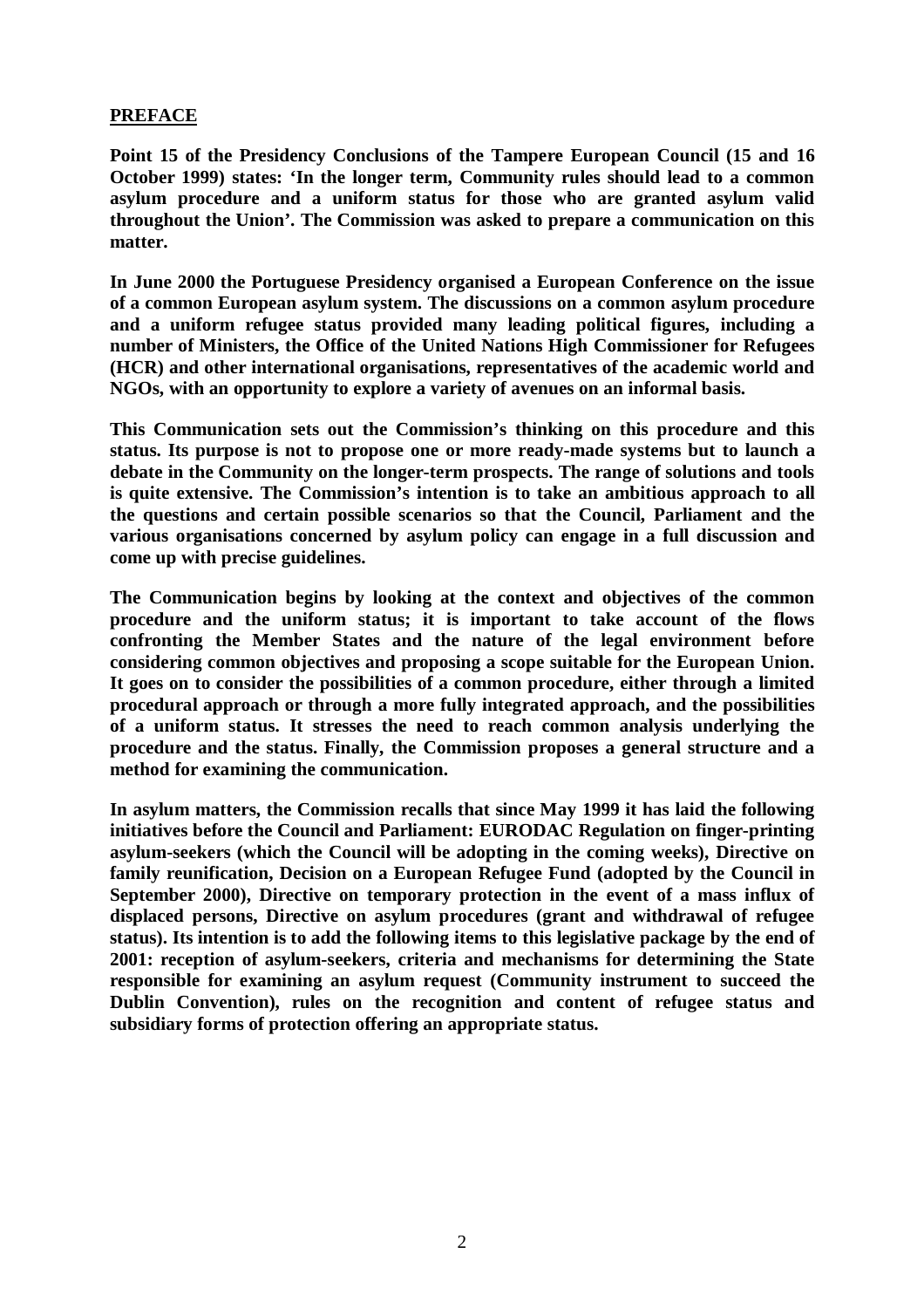**PREFACE**

**Point 15 of the Presidency Conclusions of the Tampere European Council (15 and 16 October 1999) states: 'In the longer term, Community rules should lead to a common asylum procedure and a uniform status for those who are granted asylum valid throughout the Union'. The Commission was asked to prepare a communication on this matter.**

**In June 2000 the Portuguese Presidency organised a European Conference on the issue of a common European asylum system. The discussions on a common asylum procedure and a uniform refugee status provided many leading political figures, including a number of Ministers, the Office of the United Nations High Commissioner for Refugees (HCR) and other international organisations, representatives of the academic world and NGOs, with an opportunity to explore a variety of avenues on an informal basis.**

**This Communication sets out the Commission's thinking on this procedure and this status. Its purpose is not to propose one or more ready-made systems but to launch a debate in the Community on the longer-term prospects. The range of solutions and tools is quite extensive. The Commission's intention is to take an ambitious approach to all the questions and certain possible scenarios so that the Council, Parliament and the various organisations concerned by asylum policy can engage in a full discussion and come up with precise guidelines.**

**The Communication begins by looking at the context and objectives of the common procedure and the uniform status; it is important to take account of the flows confronting the Member States and the nature of the legal environment before considering common objectives and proposing a scope suitable for the European Union. It goes on to consider the possibilities of a common procedure, either through a limited procedural approach or through a more fully integrated approach, and the possibilities of a uniform status. It stresses the need to reach common analysis underlying the procedure and the status. Finally, the Commission proposes a general structure and a method for examining the communication.**

**In asylum matters, the Commission recalls that since May 1999 it has laid the following initiatives before the Council and Parliament: EURODAC Regulation on finger-printing asylum-seekers (which the Council will be adopting in the coming weeks), Directive on family reunification, Decision on a European Refugee Fund (adopted by the Council in September 2000), Directive on temporary protection in the event of a mass influx of displaced persons, Directive on asylum procedures (grant and withdrawal of refugee status). Its intention is to add the following items to this legislative package by the end of 2001: reception of asylum-seekers, criteria and mechanisms for determining the State responsible for examining an asylum request (Community instrument to succeed the Dublin Convention), rules on the recognition and content of refugee status and subsidiary forms of protection offering an appropriate status.**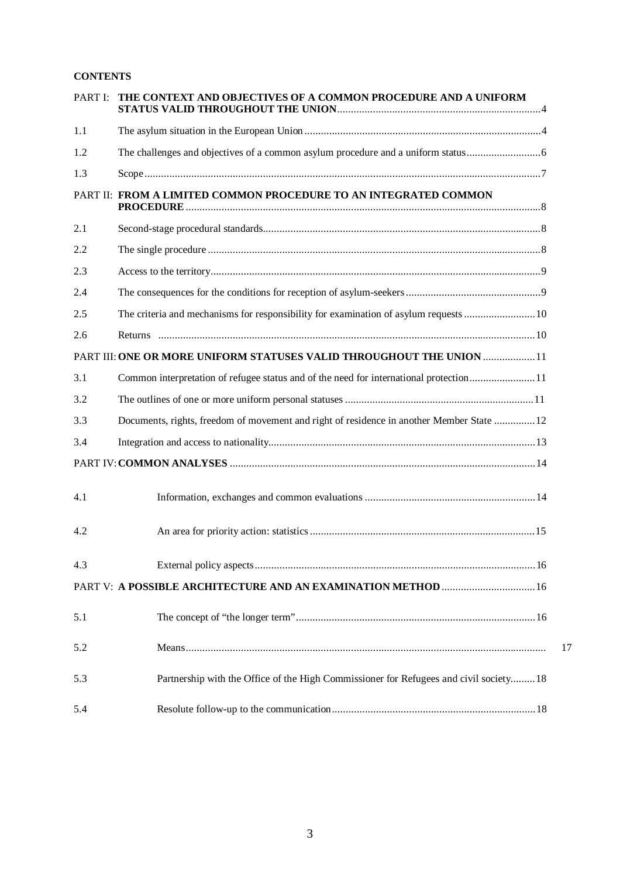**CONTENTS**

| | | |
|---|---|---|
| PART I: | **THE CONTEXT AND OBJECTIVES OF A COMMON PROCEDURE AND A UNIFORM STATUS VALID THROUGHOUT THE UNION** | 4 |
| 1.1 | The asylum situation in the European Union | 4 |
| 1.2 | The challenges and objectives of a common asylum procedure and a uniform status | 6 |
| 1.3 | Scope | 7 |
| PART II: | **FROM A LIMITED COMMON PROCEDURE TO AN INTEGRATED COMMON PROCEDURE** | 8 |
| 2.1 | Second-stage procedural standards | 8 |
| 2.2 | The single procedure | 8 |
| 2.3 | Access to the territory | 9 |
| 2.4 | The consequences for the conditions for reception of asylum-seekers | 9 |
| 2.5 | The criteria and mechanisms for responsibility for examination of asylum requests | 10 |
| 2.6 | Returns | 10 |
| PART III: | **ONE OR MORE UNIFORM STATUSES VALID THROUGHOUT THE UNION** | 11 |
| 3.1 | Common interpretation of refugee status and of the need for international protection | 11 |
| 3.2 | The outlines of one or more uniform personal statuses | 11 |
| 3.3 | Documents, rights, freedom of movement and right of residence in another Member State | 12 |
| 3.4 | Integration and access to nationality | 13 |
| PART IV: | **COMMON ANALYSES** | 14 |
| 4.1 | Information, exchanges and common evaluations | 14 |
| 4.2 | An area for priority action: statistics | 15 |
| 4.3 | External policy aspects | 16 |
| PART V: | **A POSSIBLE ARCHITECTURE AND AN EXAMINATION METHOD** | 16 |
| 5.1 | The concept of "the longer term" | 16 |
| 5.2 | Means | 17 |
| 5.3 | Partnership with the Office of the High Commissioner for Refugees and civil society | 18 |
| 5.4 | Resolute follow-up to the communication | 18 |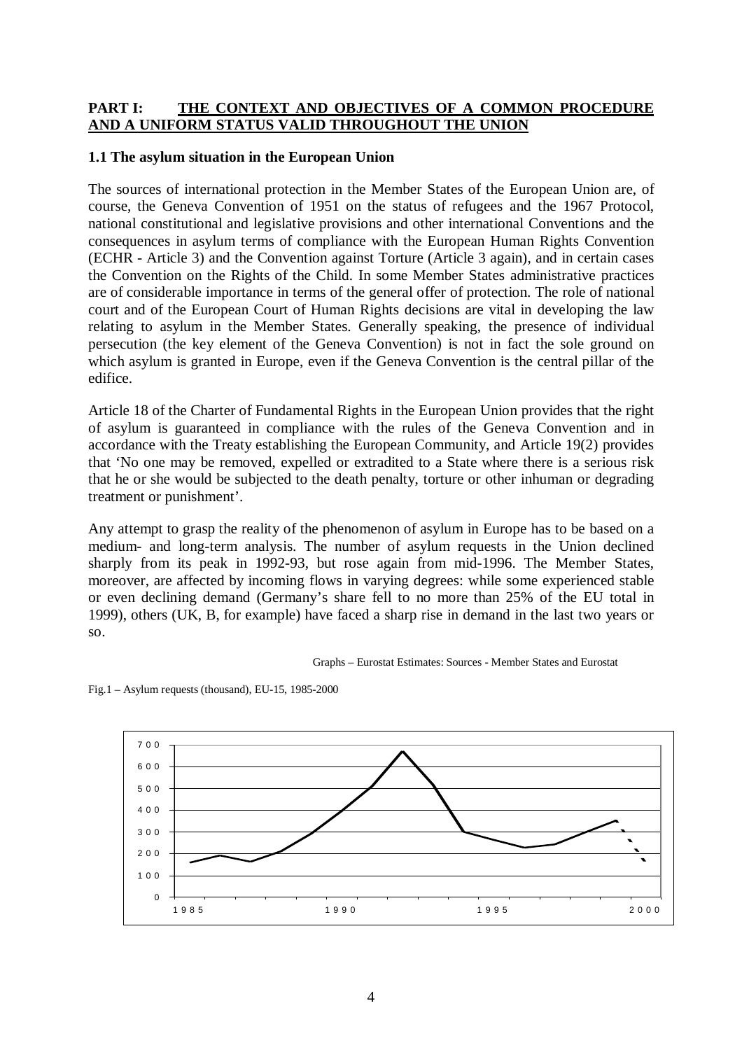## PART I: THE CONTEXT AND OBJECTIVES OF A COMMON PROCEDURE AND A UNIFORM STATUS VALID THROUGHOUT THE UNION

### 1.1 The asylum situation in the European Union

The sources of international protection in the Member States of the European Union are, of course, the Geneva Convention of 1951 on the status of refugees and the 1967 Protocol, national constitutional and legislative provisions and other international Conventions and the consequences in asylum terms of compliance with the European Human Rights Convention (ECHR - Article 3) and the Convention against Torture (Article 3 again), and in certain cases the Convention on the Rights of the Child. In some Member States administrative practices are of considerable importance in terms of the general offer of protection. The role of national court and of the European Court of Human Rights decisions are vital in developing the law relating to asylum in the Member States. Generally speaking, the presence of individual persecution (the key element of the Geneva Convention) is not in fact the sole ground on which asylum is granted in Europe, even if the Geneva Convention is the central pillar of the edifice.

Article 18 of the Charter of Fundamental Rights in the European Union provides that the right of asylum is guaranteed in compliance with the rules of the Geneva Convention and in accordance with the Treaty establishing the European Community, and Article 19(2) provides that 'No one may be removed, expelled or extradited to a State where there is a serious risk that he or she would be subjected to the death penalty, torture or other inhuman or degrading treatment or punishment'.

Any attempt to grasp the reality of the phenomenon of asylum in Europe has to be based on a medium- and long-term analysis. The number of asylum requests in the Union declined sharply from its peak in 1992-93, but rose again from mid-1996. The Member States, moreover, are affected by incoming flows in varying degrees: while some experienced stable or even declining demand (Germany's share fell to no more than 25% of the EU total in 1999), others (UK, B, for example) have faced a sharp rise in demand in the last two years or so.

Graphs – Eurostat Estimates: Sources - Member States and Eurostat

Fig.1 – Asylum requests (thousand), EU-15, 1985-2000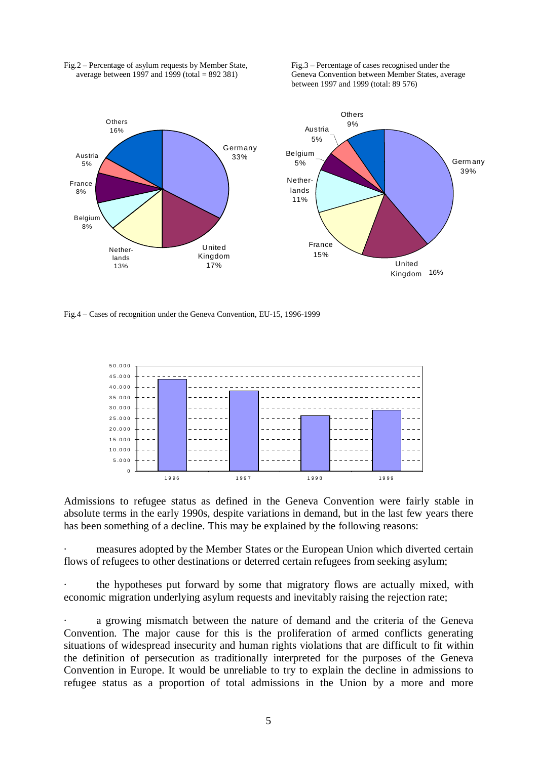Fig.2 – Percentage of asylum requests by Member State, average between 1997 and 1999 (total = 892 381)

Fig.3 – Percentage of cases recognised under the Geneva Convention between Member States, average between 1997 and 1999 (total: 89 576)

Fig.4 – Cases of recognition under the Geneva Convention, EU-15, 1996-1999

Admissions to refugee status as defined in the Geneva Convention were fairly stable in absolute terms in the early 1990s, despite variations in demand, but in the last few years there has been something of a decline. This may be explained by the following reasons:

- measures adopted by the Member States or the European Union which diverted certain flows of refugees to other destinations or deterred certain refugees from seeking asylum;

- the hypotheses put forward by some that migratory flows are actually mixed, with economic migration underlying asylum requests and inevitably raising the rejection rate;

- a growing mismatch between the nature of demand and the criteria of the Geneva Convention. The major cause for this is the proliferation of armed conflicts generating situations of widespread insecurity and human rights violations that are difficult to fit within the definition of persecution as traditionally interpreted for the purposes of the Geneva Convention in Europe. It would be unreliable to try to explain the decline in admissions to refugee status as a proportion of total admissions in the Union by a more and more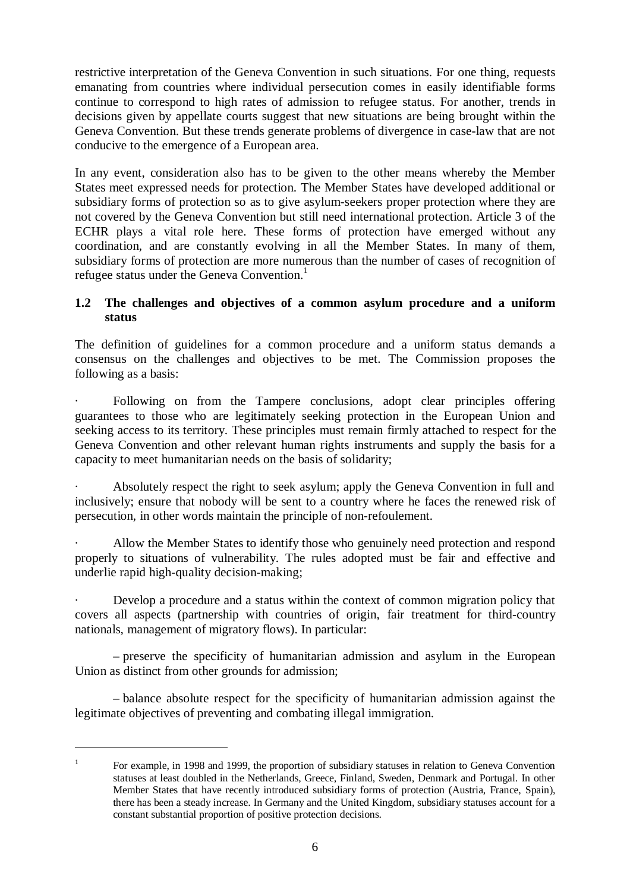restrictive interpretation of the Geneva Convention in such situations. For one thing, requests emanating from countries where individual persecution comes in easily identifiable forms continue to correspond to high rates of admission to refugee status. For another, trends in decisions given by appellate courts suggest that new situations are being brought within the Geneva Convention. But these trends generate problems of divergence in case-law that are not conducive to the emergence of a European area.

In any event, consideration also has to be given to the other means whereby the Member States meet expressed needs for protection. The Member States have developed additional or subsidiary forms of protection so as to give asylum-seekers proper protection where they are not covered by the Geneva Convention but still need international protection. Article 3 of the ECHR plays a vital role here. These forms of protection have emerged without any coordination, and are constantly evolving in all the Member States. In many of them, subsidiary forms of protection are more numerous than the number of cases of recognition of refugee status under the Geneva Convention.[1]

### 1.2 The challenges and objectives of a common asylum procedure and a uniform status

The definition of guidelines for a common procedure and a uniform status demands a consensus on the challenges and objectives to be met. The Commission proposes the following as a basis:

- Following on from the Tampere conclusions, adopt clear principles offering guarantees to those who are legitimately seeking protection in the European Union and seeking access to its territory. These principles must remain firmly attached to respect for the Geneva Convention and other relevant human rights instruments and supply the basis for a capacity to meet humanitarian needs on the basis of solidarity;

- Absolutely respect the right to seek asylum; apply the Geneva Convention in full and inclusively; ensure that nobody will be sent to a country where he faces the renewed risk of persecution, in other words maintain the principle of non-refoulement.

- Allow the Member States to identify those who genuinely need protection and respond properly to situations of vulnerability. The rules adopted must be fair and effective and underlie rapid high-quality decision-making;

- Develop a procedure and a status within the context of common migration policy that covers all aspects (partnership with countries of origin, fair treatment for third-country nationals, management of migratory flows). In particular:

  – preserve the specificity of humanitarian admission and asylum in the European Union as distinct from other grounds for admission;

  – balance absolute respect for the specificity of humanitarian admission against the legitimate objectives of preventing and combating illegal immigration.

---

[1] For example, in 1998 and 1999, the proportion of subsidiary statuses in relation to Geneva Convention statuses at least doubled in the Netherlands, Greece, Finland, Sweden, Denmark and Portugal. In other Member States that have recently introduced subsidiary forms of protection (Austria, France, Spain), there has been a steady increase. In Germany and the United Kingdom, subsidiary statuses account for a constant substantial proportion of positive protection decisions.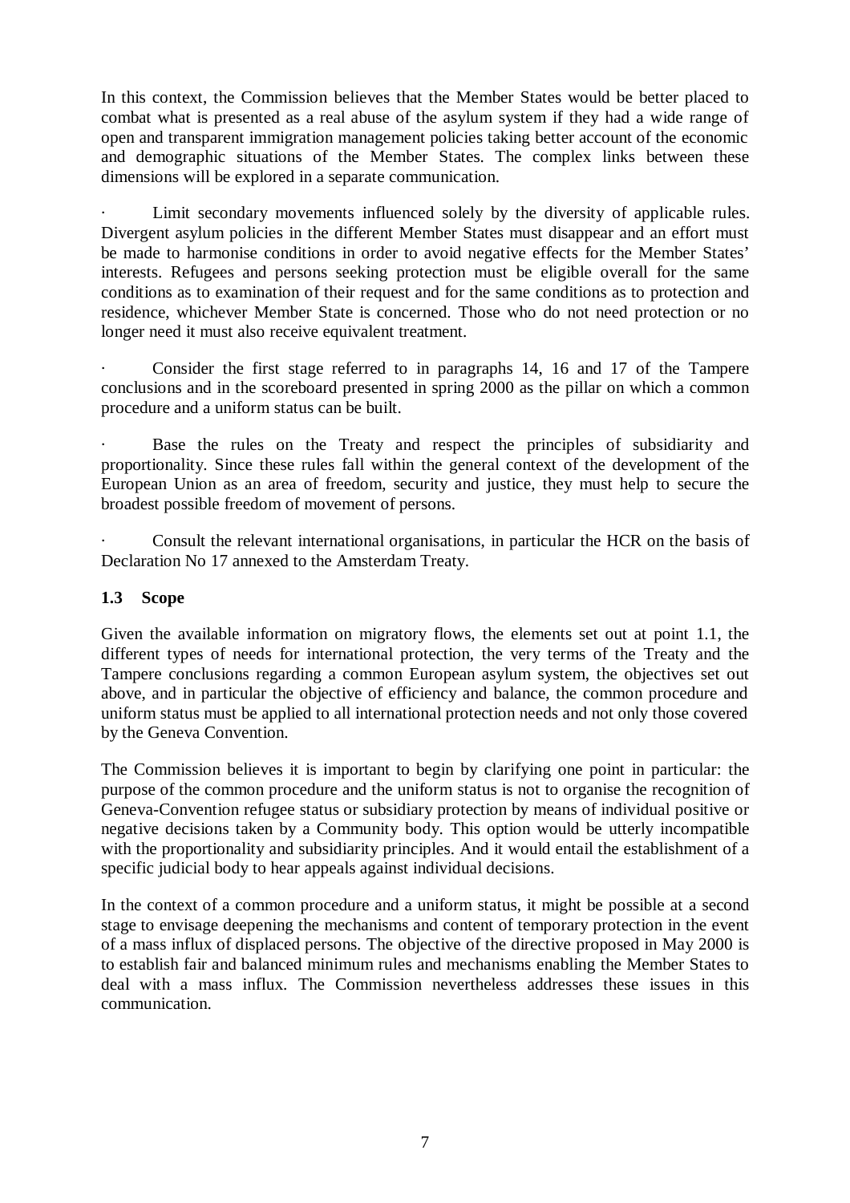In this context, the Commission believes that the Member States would be better placed to combat what is presented as a real abuse of the asylum system if they had a wide range of open and transparent immigration management policies taking better account of the economic and demographic situations of the Member States. The complex links between these dimensions will be explored in a separate communication.

- Limit secondary movements influenced solely by the diversity of applicable rules. Divergent asylum policies in the different Member States must disappear and an effort must be made to harmonise conditions in order to avoid negative effects for the Member States' interests. Refugees and persons seeking protection must be eligible overall for the same conditions as to examination of their request and for the same conditions as to protection and residence, whichever Member State is concerned. Those who do not need protection or no longer need it must also receive equivalent treatment.

- Consider the first stage referred to in paragraphs 14, 16 and 17 of the Tampere conclusions and in the scoreboard presented in spring 2000 as the pillar on which a common procedure and a uniform status can be built.

- Base the rules on the Treaty and respect the principles of subsidiarity and proportionality. Since these rules fall within the general context of the development of the European Union as an area of freedom, security and justice, they must help to secure the broadest possible freedom of movement of persons.

- Consult the relevant international organisations, in particular the HCR on the basis of Declaration No 17 annexed to the Amsterdam Treaty.

### 1.3 Scope

Given the available information on migratory flows, the elements set out at point 1.1, the different types of needs for international protection, the very terms of the Treaty and the Tampere conclusions regarding a common European asylum system, the objectives set out above, and in particular the objective of efficiency and balance, the common procedure and uniform status must be applied to all international protection needs and not only those covered by the Geneva Convention.

The Commission believes it is important to begin by clarifying one point in particular: the purpose of the common procedure and the uniform status is not to organise the recognition of Geneva-Convention refugee status or subsidiary protection by means of individual positive or negative decisions taken by a Community body. This option would be utterly incompatible with the proportionality and subsidiarity principles. And it would entail the establishment of a specific judicial body to hear appeals against individual decisions.

In the context of a common procedure and a uniform status, it might be possible at a second stage to envisage deepening the mechanisms and content of temporary protection in the event of a mass influx of displaced persons. The objective of the directive proposed in May 2000 is to establish fair and balanced minimum rules and mechanisms enabling the Member States to deal with a mass influx. The Commission nevertheless addresses these issues in this communication.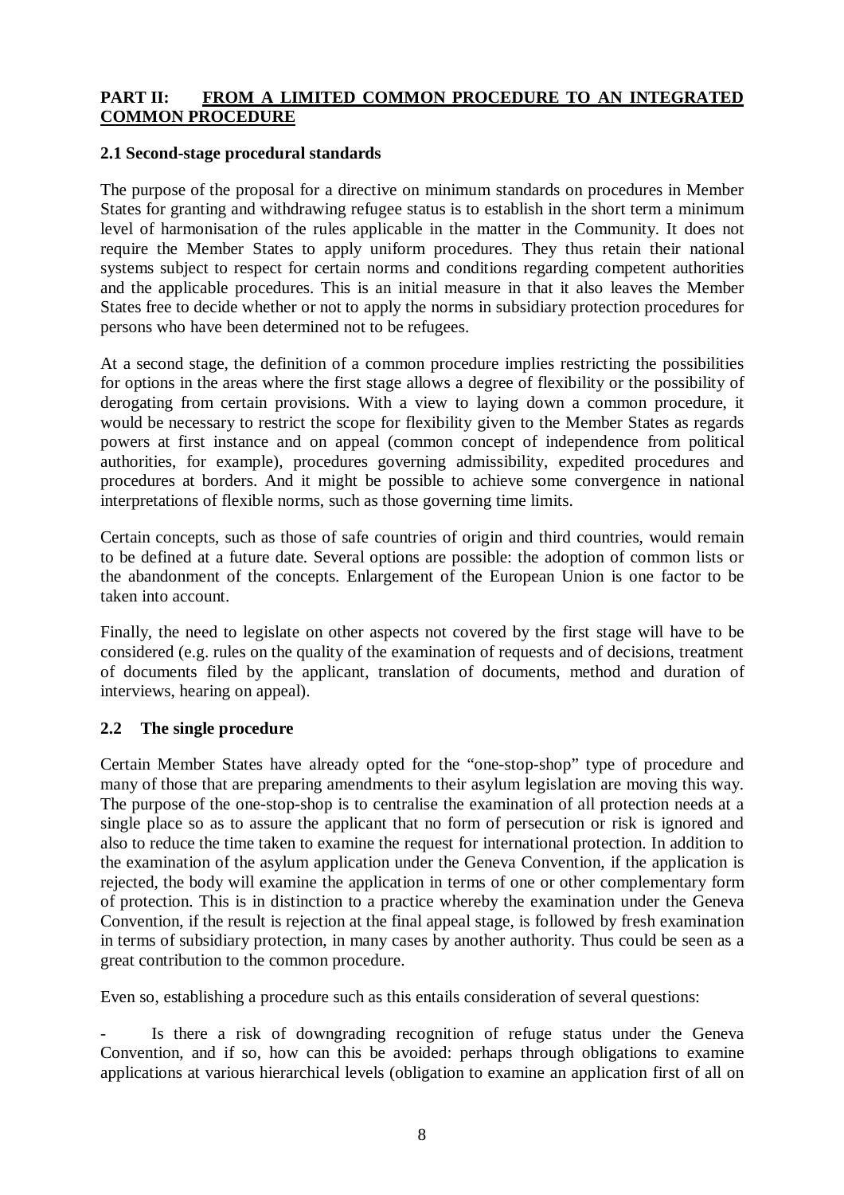**PART II: FROM A LIMITED COMMON PROCEDURE TO AN INTEGRATED COMMON PROCEDURE**

### 2.1 Second-stage procedural standards

The purpose of the proposal for a directive on minimum standards on procedures in Member States for granting and withdrawing refugee status is to establish in the short term a minimum level of harmonisation of the rules applicable in the matter in the Community. It does not require the Member States to apply uniform procedures. They thus retain their national systems subject to respect for certain norms and conditions regarding competent authorities and the applicable procedures. This is an initial measure in that it also leaves the Member States free to decide whether or not to apply the norms in subsidiary protection procedures for persons who have been determined not to be refugees.

At a second stage, the definition of a common procedure implies restricting the possibilities for options in the areas where the first stage allows a degree of flexibility or the possibility of derogating from certain provisions. With a view to laying down a common procedure, it would be necessary to restrict the scope for flexibility given to the Member States as regards powers at first instance and on appeal (common concept of independence from political authorities, for example), procedures governing admissibility, expedited procedures and procedures at borders. And it might be possible to achieve some convergence in national interpretations of flexible norms, such as those governing time limits.

Certain concepts, such as those of safe countries of origin and third countries, would remain to be defined at a future date. Several options are possible: the adoption of common lists or the abandonment of the concepts. Enlargement of the European Union is one factor to be taken into account.

Finally, the need to legislate on other aspects not covered by the first stage will have to be considered (e.g. rules on the quality of the examination of requests and of decisions, treatment of documents filed by the applicant, translation of documents, method and duration of interviews, hearing on appeal).

### 2.2 The single procedure

Certain Member States have already opted for the "one-stop-shop" type of procedure and many of those that are preparing amendments to their asylum legislation are moving this way. The purpose of the one-stop-shop is to centralise the examination of all protection needs at a single place so as to assure the applicant that no form of persecution or risk is ignored and also to reduce the time taken to examine the request for international protection. In addition to the examination of the asylum application under the Geneva Convention, if the application is rejected, the body will examine the application in terms of one or other complementary form of protection. This is in distinction to a practice whereby the examination under the Geneva Convention, if the result is rejection at the final appeal stage, is followed by fresh examination in terms of subsidiary protection, in many cases by another authority. Thus could be seen as a great contribution to the common procedure.

Even so, establishing a procedure such as this entails consideration of several questions:

- Is there a risk of downgrading recognition of refuge status under the Geneva Convention, and if so, how can this be avoided: perhaps through obligations to examine applications at various hierarchical levels (obligation to examine an application first of all on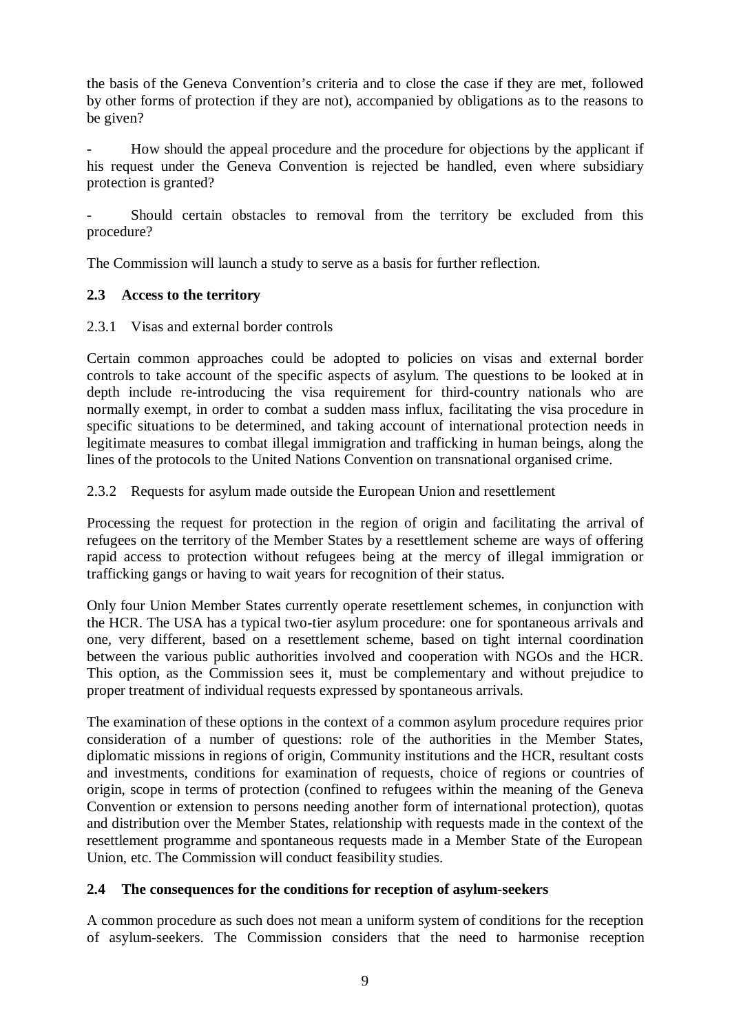the basis of the Geneva Convention's criteria and to close the case if they are met, followed by other forms of protection if they are not), accompanied by obligations as to the reasons to be given?

- How should the appeal procedure and the procedure for objections by the applicant if his request under the Geneva Convention is rejected be handled, even where subsidiary protection is granted?

- Should certain obstacles to removal from the territory be excluded from this procedure?

The Commission will launch a study to serve as a basis for further reflection.

### 2.3 Access to the territory

#### 2.3.1 Visas and external border controls

Certain common approaches could be adopted to policies on visas and external border controls to take account of the specific aspects of asylum. The questions to be looked at in depth include re-introducing the visa requirement for third-country nationals who are normally exempt, in order to combat a sudden mass influx, facilitating the visa procedure in specific situations to be determined, and taking account of international protection needs in legitimate measures to combat illegal immigration and trafficking in human beings, along the lines of the protocols to the United Nations Convention on transnational organised crime.

#### 2.3.2 Requests for asylum made outside the European Union and resettlement

Processing the request for protection in the region of origin and facilitating the arrival of refugees on the territory of the Member States by a resettlement scheme are ways of offering rapid access to protection without refugees being at the mercy of illegal immigration or trafficking gangs or having to wait years for recognition of their status.

Only four Union Member States currently operate resettlement schemes, in conjunction with the HCR. The USA has a typical two-tier asylum procedure: one for spontaneous arrivals and one, very different, based on a resettlement scheme, based on tight internal coordination between the various public authorities involved and cooperation with NGOs and the HCR. This option, as the Commission sees it, must be complementary and without prejudice to proper treatment of individual requests expressed by spontaneous arrivals.

The examination of these options in the context of a common asylum procedure requires prior consideration of a number of questions: role of the authorities in the Member States, diplomatic missions in regions of origin, Community institutions and the HCR, resultant costs and investments, conditions for examination of requests, choice of regions or countries of origin, scope in terms of protection (confined to refugees within the meaning of the Geneva Convention or extension to persons needing another form of international protection), quotas and distribution over the Member States, relationship with requests made in the context of the resettlement programme and spontaneous requests made in a Member State of the European Union, etc. The Commission will conduct feasibility studies.

### 2.4 The consequences for the conditions for reception of asylum-seekers

A common procedure as such does not mean a uniform system of conditions for the reception of asylum-seekers. The Commission considers that the need to harmonise reception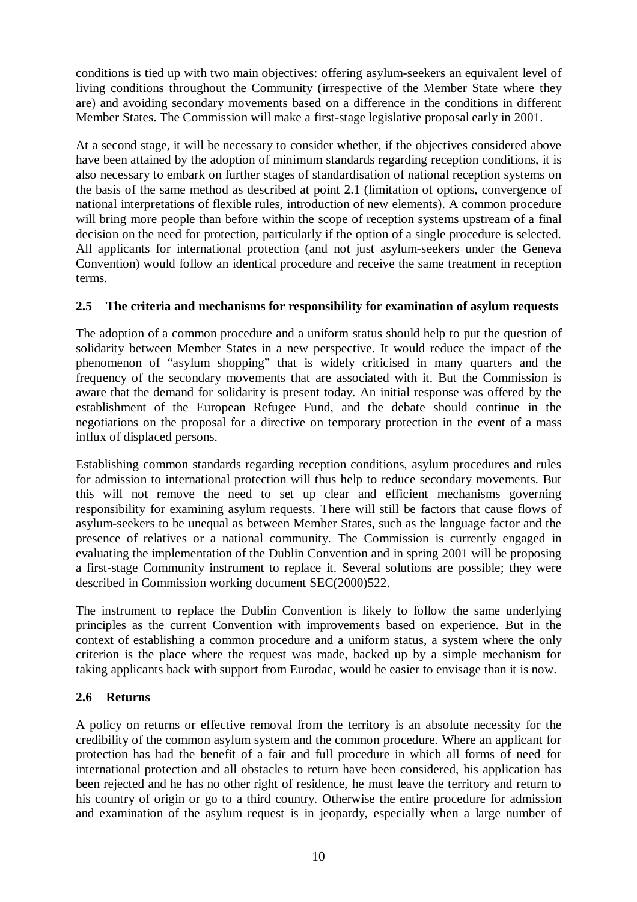conditions is tied up with two main objectives: offering asylum-seekers an equivalent level of living conditions throughout the Community (irrespective of the Member State where they are) and avoiding secondary movements based on a difference in the conditions in different Member States. The Commission will make a first-stage legislative proposal early in 2001.

At a second stage, it will be necessary to consider whether, if the objectives considered above have been attained by the adoption of minimum standards regarding reception conditions, it is also necessary to embark on further stages of standardisation of national reception systems on the basis of the same method as described at point 2.1 (limitation of options, convergence of national interpretations of flexible rules, introduction of new elements). A common procedure will bring more people than before within the scope of reception systems upstream of a final decision on the need for protection, particularly if the option of a single procedure is selected. All applicants for international protection (and not just asylum-seekers under the Geneva Convention) would follow an identical procedure and receive the same treatment in reception terms.

### 2.5 The criteria and mechanisms for responsibility for examination of asylum requests

The adoption of a common procedure and a uniform status should help to put the question of solidarity between Member States in a new perspective. It would reduce the impact of the phenomenon of "asylum shopping" that is widely criticised in many quarters and the frequency of the secondary movements that are associated with it. But the Commission is aware that the demand for solidarity is present today. An initial response was offered by the establishment of the European Refugee Fund, and the debate should continue in the negotiations on the proposal for a directive on temporary protection in the event of a mass influx of displaced persons.

Establishing common standards regarding reception conditions, asylum procedures and rules for admission to international protection will thus help to reduce secondary movements. But this will not remove the need to set up clear and efficient mechanisms governing responsibility for examining asylum requests. There will still be factors that cause flows of asylum-seekers to be unequal as between Member States, such as the language factor and the presence of relatives or a national community. The Commission is currently engaged in evaluating the implementation of the Dublin Convention and in spring 2001 will be proposing a first-stage Community instrument to replace it. Several solutions are possible; they were described in Commission working document SEC(2000)522.

The instrument to replace the Dublin Convention is likely to follow the same underlying principles as the current Convention with improvements based on experience. But in the context of establishing a common procedure and a uniform status, a system where the only criterion is the place where the request was made, backed up by a simple mechanism for taking applicants back with support from Eurodac, would be easier to envisage than it is now.

### 2.6 Returns

A policy on returns or effective removal from the territory is an absolute necessity for the credibility of the common asylum system and the common procedure. Where an applicant for protection has had the benefit of a fair and full procedure in which all forms of need for international protection and all obstacles to return have been considered, his application has been rejected and he has no other right of residence, he must leave the territory and return to his country of origin or go to a third country. Otherwise the entire procedure for admission and examination of the asylum request is in jeopardy, especially when a large number of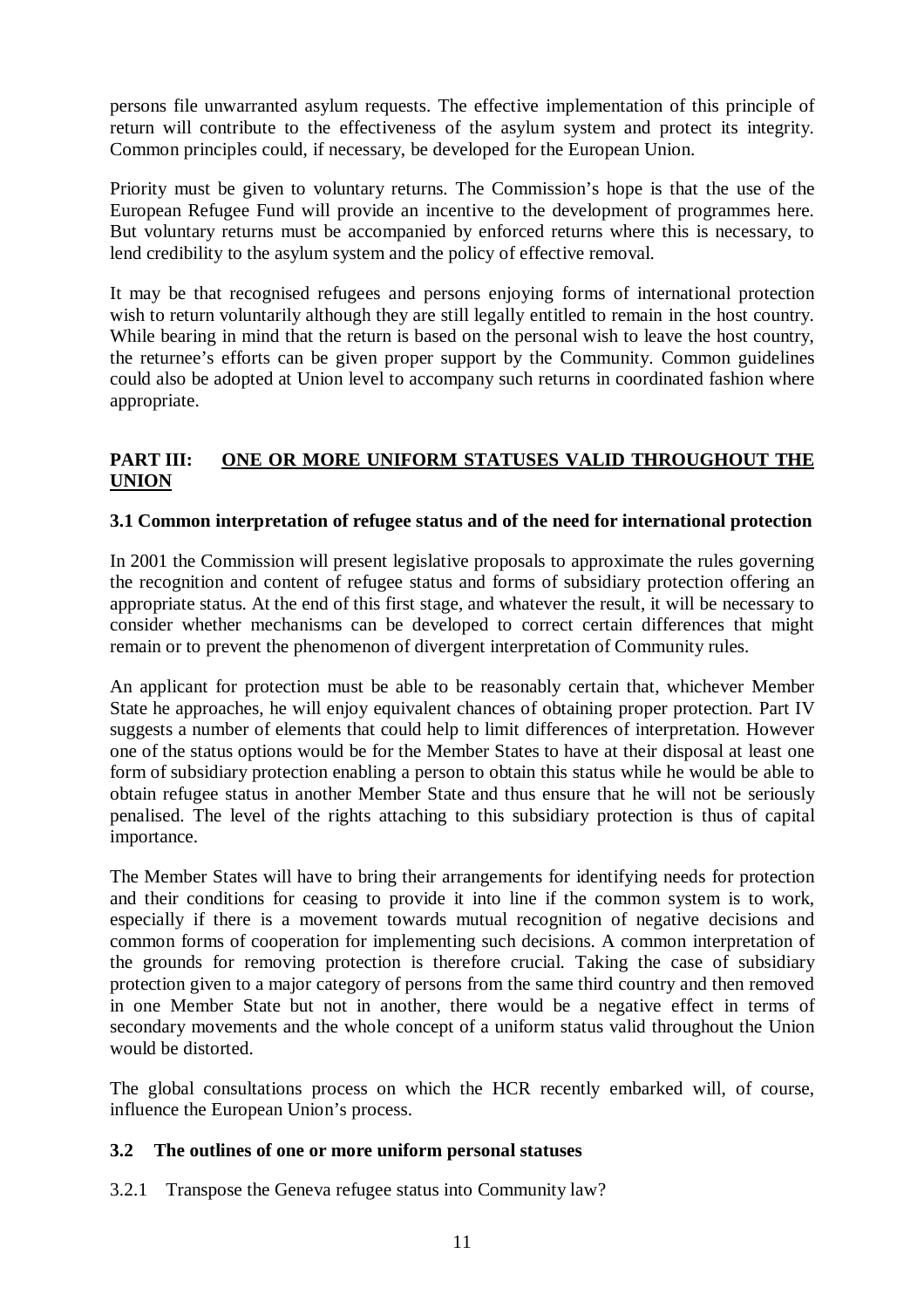persons file unwarranted asylum requests. The effective implementation of this principle of return will contribute to the effectiveness of the asylum system and protect its integrity. Common principles could, if necessary, be developed for the European Union.

Priority must be given to voluntary returns. The Commission's hope is that the use of the European Refugee Fund will provide an incentive to the development of programmes here. But voluntary returns must be accompanied by enforced returns where this is necessary, to lend credibility to the asylum system and the policy of effective removal.

It may be that recognised refugees and persons enjoying forms of international protection wish to return voluntarily although they are still legally entitled to remain in the host country. While bearing in mind that the return is based on the personal wish to leave the host country, the returnee's efforts can be given proper support by the Community. Common guidelines could also be adopted at Union level to accompany such returns in coordinated fashion where appropriate.

## PART III: ONE OR MORE UNIFORM STATUSES VALID THROUGHOUT THE UNION

### 3.1 Common interpretation of refugee status and of the need for international protection

In 2001 the Commission will present legislative proposals to approximate the rules governing the recognition and content of refugee status and forms of subsidiary protection offering an appropriate status. At the end of this first stage, and whatever the result, it will be necessary to consider whether mechanisms can be developed to correct certain differences that might remain or to prevent the phenomenon of divergent interpretation of Community rules.

An applicant for protection must be able to be reasonably certain that, whichever Member State he approaches, he will enjoy equivalent chances of obtaining proper protection. Part IV suggests a number of elements that could help to limit differences of interpretation. However one of the status options would be for the Member States to have at their disposal at least one form of subsidiary protection enabling a person to obtain this status while he would be able to obtain refugee status in another Member State and thus ensure that he will not be seriously penalised. The level of the rights attaching to this subsidiary protection is thus of capital importance.

The Member States will have to bring their arrangements for identifying needs for protection and their conditions for ceasing to provide it into line if the common system is to work, especially if there is a movement towards mutual recognition of negative decisions and common forms of cooperation for implementing such decisions. A common interpretation of the grounds for removing protection is therefore crucial. Taking the case of subsidiary protection given to a major category of persons from the same third country and then removed in one Member State but not in another, there would be a negative effect in terms of secondary movements and the whole concept of a uniform status valid throughout the Union would be distorted.

The global consultations process on which the HCR recently embarked will, of course, influence the European Union's process.

### 3.2 The outlines of one or more uniform personal statuses

3.2.1 Transpose the Geneva refugee status into Community law?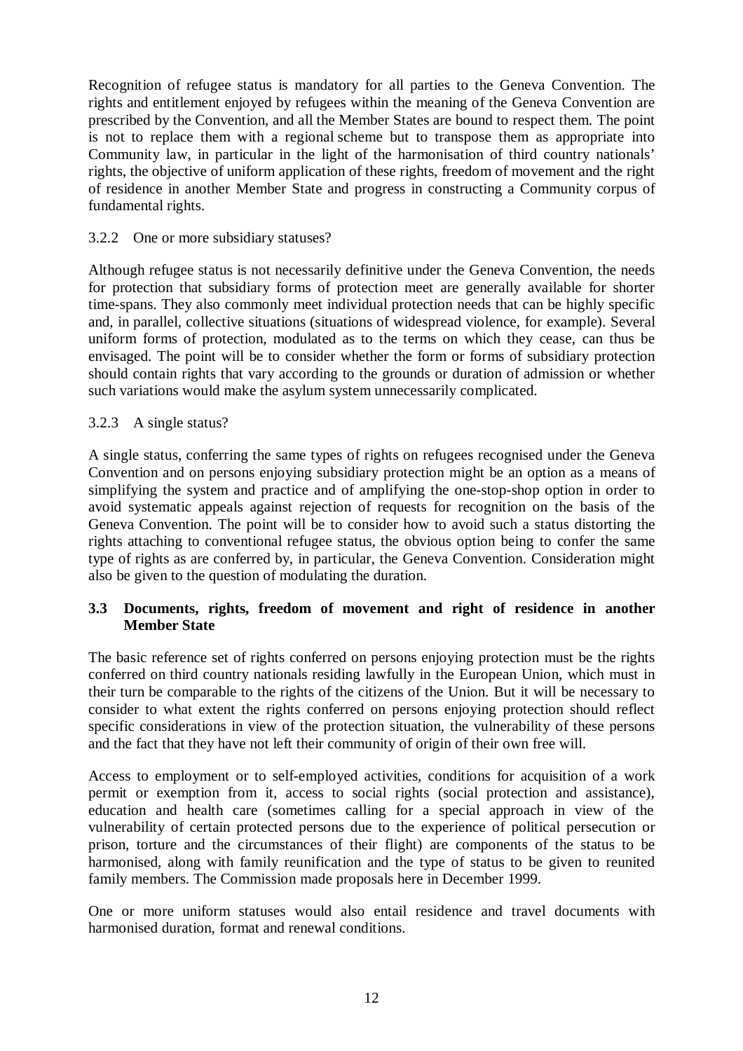Recognition of refugee status is mandatory for all parties to the Geneva Convention. The rights and entitlement enjoyed by refugees within the meaning of the Geneva Convention are prescribed by the Convention, and all the Member States are bound to respect them. The point is not to replace them with a regional scheme but to transpose them as appropriate into Community law, in particular in the light of the harmonisation of third country nationals' rights, the objective of uniform application of these rights, freedom of movement and the right of residence in another Member State and progress in constructing a Community corpus of fundamental rights.

#### 3.2.2 One or more subsidiary statuses?

Although refugee status is not necessarily definitive under the Geneva Convention, the needs for protection that subsidiary forms of protection meet are generally available for shorter time-spans. They also commonly meet individual protection needs that can be highly specific and, in parallel, collective situations (situations of widespread violence, for example). Several uniform forms of protection, modulated as to the terms on which they cease, can thus be envisaged. The point will be to consider whether the form or forms of subsidiary protection should contain rights that vary according to the grounds or duration of admission or whether such variations would make the asylum system unnecessarily complicated.

#### 3.2.3 A single status?

A single status, conferring the same types of rights on refugees recognised under the Geneva Convention and on persons enjoying subsidiary protection might be an option as a means of simplifying the system and practice and of amplifying the one-stop-shop option in order to avoid systematic appeals against rejection of requests for recognition on the basis of the Geneva Convention. The point will be to consider how to avoid such a status distorting the rights attaching to conventional refugee status, the obvious option being to confer the same type of rights as are conferred by, in particular, the Geneva Convention. Consideration might also be given to the question of modulating the duration.

### 3.3 Documents, rights, freedom of movement and right of residence in another Member State

The basic reference set of rights conferred on persons enjoying protection must be the rights conferred on third country nationals residing lawfully in the European Union, which must in their turn be comparable to the rights of the citizens of the Union. But it will be necessary to consider to what extent the rights conferred on persons enjoying protection should reflect specific considerations in view of the protection situation, the vulnerability of these persons and the fact that they have not left their community of origin of their own free will.

Access to employment or to self-employed activities, conditions for acquisition of a work permit or exemption from it, access to social rights (social protection and assistance), education and health care (sometimes calling for a special approach in view of the vulnerability of certain protected persons due to the experience of political persecution or prison, torture and the circumstances of their flight) are components of the status to be harmonised, along with family reunification and the type of status to be given to reunited family members. The Commission made proposals here in December 1999.

One or more uniform statuses would also entail residence and travel documents with harmonised duration, format and renewal conditions.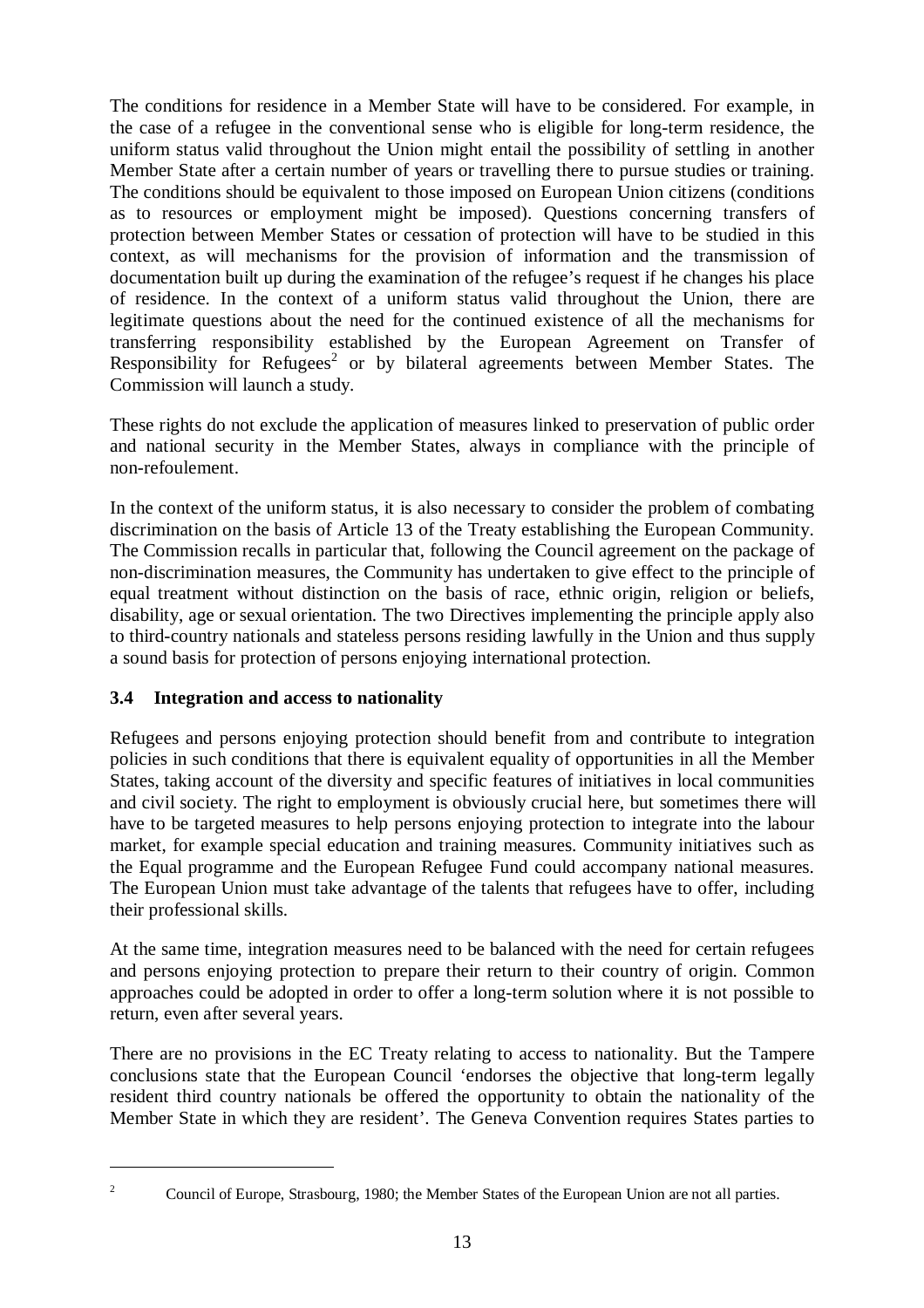The conditions for residence in a Member State will have to be considered. For example, in the case of a refugee in the conventional sense who is eligible for long-term residence, the uniform status valid throughout the Union might entail the possibility of settling in another Member State after a certain number of years or travelling there to pursue studies or training. The conditions should be equivalent to those imposed on European Union citizens (conditions as to resources or employment might be imposed). Questions concerning transfers of protection between Member States or cessation of protection will have to be studied in this context, as will mechanisms for the provision of information and the transmission of documentation built up during the examination of the refugee's request if he changes his place of residence. In the context of a uniform status valid throughout the Union, there are legitimate questions about the need for the continued existence of all the mechanisms for transferring responsibility established by the European Agreement on Transfer of Responsibility for Refugees[2] or by bilateral agreements between Member States. The Commission will launch a study.

These rights do not exclude the application of measures linked to preservation of public order and national security in the Member States, always in compliance with the principle of non-refoulement.

In the context of the uniform status, it is also necessary to consider the problem of combating discrimination on the basis of Article 13 of the Treaty establishing the European Community. The Commission recalls in particular that, following the Council agreement on the package of non-discrimination measures, the Community has undertaken to give effect to the principle of equal treatment without distinction on the basis of race, ethnic origin, religion or beliefs, disability, age or sexual orientation. The two Directives implementing the principle apply also to third-country nationals and stateless persons residing lawfully in the Union and thus supply a sound basis for protection of persons enjoying international protection.

### 3.4 Integration and access to nationality

Refugees and persons enjoying protection should benefit from and contribute to integration policies in such conditions that there is equivalent equality of opportunities in all the Member States, taking account of the diversity and specific features of initiatives in local communities and civil society. The right to employment is obviously crucial here, but sometimes there will have to be targeted measures to help persons enjoying protection to integrate into the labour market, for example special education and training measures. Community initiatives such as the Equal programme and the European Refugee Fund could accompany national measures. The European Union must take advantage of the talents that refugees have to offer, including their professional skills.

At the same time, integration measures need to be balanced with the need for certain refugees and persons enjoying protection to prepare their return to their country of origin. Common approaches could be adopted in order to offer a long-term solution where it is not possible to return, even after several years.

There are no provisions in the EC Treaty relating to access to nationality. But the Tampere conclusions state that the European Council 'endorses the objective that long-term legally resident third country nationals be offered the opportunity to obtain the nationality of the Member State in which they are resident'. The Geneva Convention requires States parties to

[2] Council of Europe, Strasbourg, 1980; the Member States of the European Union are not all parties.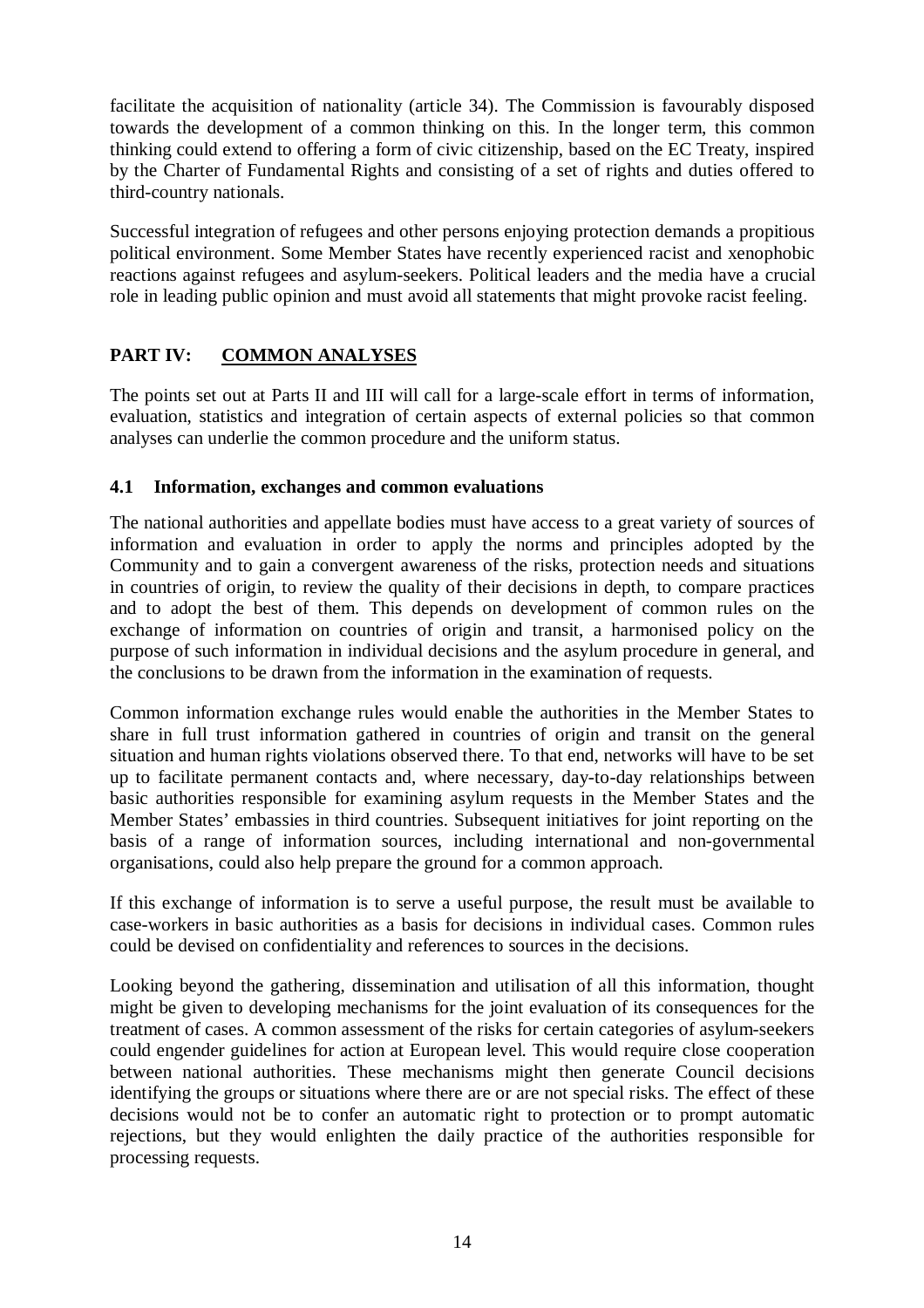facilitate the acquisition of nationality (article 34). The Commission is favourably disposed towards the development of a common thinking on this. In the longer term, this common thinking could extend to offering a form of civic citizenship, based on the EC Treaty, inspired by the Charter of Fundamental Rights and consisting of a set of rights and duties offered to third-country nationals.

Successful integration of refugees and other persons enjoying protection demands a propitious political environment. Some Member States have recently experienced racist and xenophobic reactions against refugees and asylum-seekers. Political leaders and the media have a crucial role in leading public opinion and must avoid all statements that might provoke racist feeling.

## PART IV: COMMON ANALYSES

The points set out at Parts II and III will call for a large-scale effort in terms of information, evaluation, statistics and integration of certain aspects of external policies so that common analyses can underlie the common procedure and the uniform status.

### 4.1 Information, exchanges and common evaluations

The national authorities and appellate bodies must have access to a great variety of sources of information and evaluation in order to apply the norms and principles adopted by the Community and to gain a convergent awareness of the risks, protection needs and situations in countries of origin, to review the quality of their decisions in depth, to compare practices and to adopt the best of them. This depends on development of common rules on the exchange of information on countries of origin and transit, a harmonised policy on the purpose of such information in individual decisions and the asylum procedure in general, and the conclusions to be drawn from the information in the examination of requests.

Common information exchange rules would enable the authorities in the Member States to share in full trust information gathered in countries of origin and transit on the general situation and human rights violations observed there. To that end, networks will have to be set up to facilitate permanent contacts and, where necessary, day-to-day relationships between basic authorities responsible for examining asylum requests in the Member States and the Member States' embassies in third countries. Subsequent initiatives for joint reporting on the basis of a range of information sources, including international and non-governmental organisations, could also help prepare the ground for a common approach.

If this exchange of information is to serve a useful purpose, the result must be available to case-workers in basic authorities as a basis for decisions in individual cases. Common rules could be devised on confidentiality and references to sources in the decisions.

Looking beyond the gathering, dissemination and utilisation of all this information, thought might be given to developing mechanisms for the joint evaluation of its consequences for the treatment of cases. A common assessment of the risks for certain categories of asylum-seekers could engender guidelines for action at European level. This would require close cooperation between national authorities. These mechanisms might then generate Council decisions identifying the groups or situations where there are or are not special risks. The effect of these decisions would not be to confer an automatic right to protection or to prompt automatic rejections, but they would enlighten the daily practice of the authorities responsible for processing requests.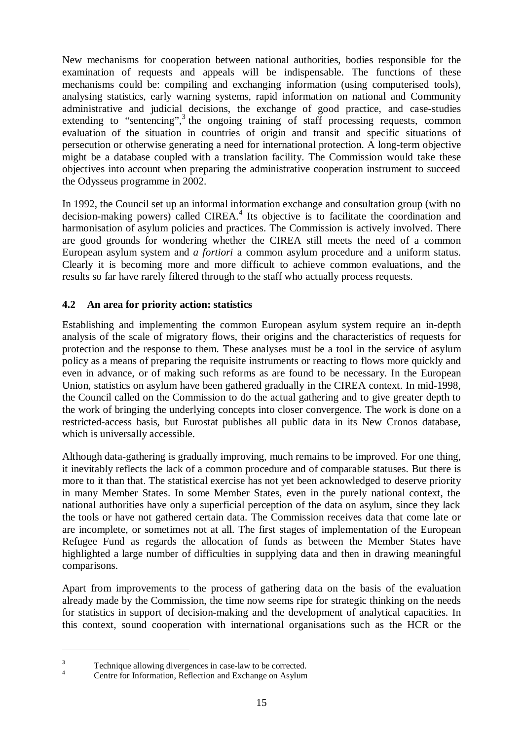New mechanisms for cooperation between national authorities, bodies responsible for the examination of requests and appeals will be indispensable. The functions of these mechanisms could be: compiling and exchanging information (using computerised tools), analysing statistics, early warning systems, rapid information on national and Community administrative and judicial decisions, the exchange of good practice, and case-studies extending to "sentencing",[3] the ongoing training of staff processing requests, common evaluation of the situation in countries of origin and transit and specific situations of persecution or otherwise generating a need for international protection. A long-term objective might be a database coupled with a translation facility. The Commission would take these objectives into account when preparing the administrative cooperation instrument to succeed the Odysseus programme in 2002.

In 1992, the Council set up an informal information exchange and consultation group (with no decision-making powers) called CIREA.[4] Its objective is to facilitate the coordination and harmonisation of asylum policies and practices. The Commission is actively involved. There are good grounds for wondering whether the CIREA still meets the need of a common European asylum system and *a fortiori* a common asylum procedure and a uniform status. Clearly it is becoming more and more difficult to achieve common evaluations, and the results so far have rarely filtered through to the staff who actually process requests.

### 4.2 An area for priority action: statistics

Establishing and implementing the common European asylum system require an in-depth analysis of the scale of migratory flows, their origins and the characteristics of requests for protection and the response to them. These analyses must be a tool in the service of asylum policy as a means of preparing the requisite instruments or reacting to flows more quickly and even in advance, or of making such reforms as are found to be necessary. In the European Union, statistics on asylum have been gathered gradually in the CIREA context. In mid-1998, the Council called on the Commission to do the actual gathering and to give greater depth to the work of bringing the underlying concepts into closer convergence. The work is done on a restricted-access basis, but Eurostat publishes all public data in its New Cronos database, which is universally accessible.

Although data-gathering is gradually improving, much remains to be improved. For one thing, it inevitably reflects the lack of a common procedure and of comparable statuses. But there is more to it than that. The statistical exercise has not yet been acknowledged to deserve priority in many Member States. In some Member States, even in the purely national context, the national authorities have only a superficial perception of the data on asylum, since they lack the tools or have not gathered certain data. The Commission receives data that come late or are incomplete, or sometimes not at all. The first stages of implementation of the European Refugee Fund as regards the allocation of funds as between the Member States have highlighted a large number of difficulties in supplying data and then in drawing meaningful comparisons.

Apart from improvements to the process of gathering data on the basis of the evaluation already made by the Commission, the time now seems ripe for strategic thinking on the needs for statistics in support of decision-making and the development of analytical capacities. In this context, sound cooperation with international organisations such as the HCR or the

---

[3] Technique allowing divergences in case-law to be corrected.

[4] Centre for Information, Reflection and Exchange on Asylum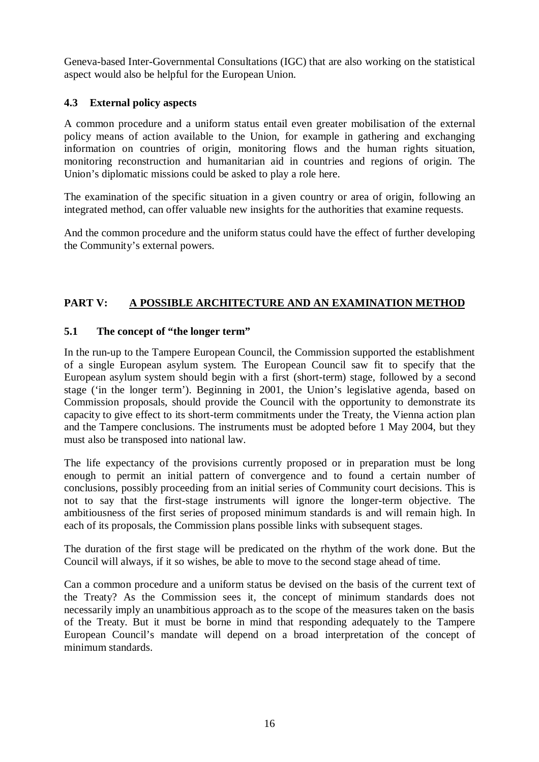Geneva-based Inter-Governmental Consultations (IGC) that are also working on the statistical aspect would also be helpful for the European Union.

### 4.3 External policy aspects

A common procedure and a uniform status entail even greater mobilisation of the external policy means of action available to the Union, for example in gathering and exchanging information on countries of origin, monitoring flows and the human rights situation, monitoring reconstruction and humanitarian aid in countries and regions of origin. The Union's diplomatic missions could be asked to play a role here.

The examination of the specific situation in a given country or area of origin, following an integrated method, can offer valuable new insights for the authorities that examine requests.

And the common procedure and the uniform status could have the effect of further developing the Community's external powers.

## PART V: A POSSIBLE ARCHITECTURE AND AN EXAMINATION METHOD

### 5.1 The concept of "the longer term"

In the run-up to the Tampere European Council, the Commission supported the establishment of a single European asylum system. The European Council saw fit to specify that the European asylum system should begin with a first (short-term) stage, followed by a second stage ('in the longer term'). Beginning in 2001, the Union's legislative agenda, based on Commission proposals, should provide the Council with the opportunity to demonstrate its capacity to give effect to its short-term commitments under the Treaty, the Vienna action plan and the Tampere conclusions. The instruments must be adopted before 1 May 2004, but they must also be transposed into national law.

The life expectancy of the provisions currently proposed or in preparation must be long enough to permit an initial pattern of convergence and to found a certain number of conclusions, possibly proceeding from an initial series of Community court decisions. This is not to say that the first-stage instruments will ignore the longer-term objective. The ambitiousness of the first series of proposed minimum standards is and will remain high. In each of its proposals, the Commission plans possible links with subsequent stages.

The duration of the first stage will be predicated on the rhythm of the work done. But the Council will always, if it so wishes, be able to move to the second stage ahead of time.

Can a common procedure and a uniform status be devised on the basis of the current text of the Treaty? As the Commission sees it, the concept of minimum standards does not necessarily imply an unambitious approach as to the scope of the measures taken on the basis of the Treaty. But it must be borne in mind that responding adequately to the Tampere European Council's mandate will depend on a broad interpretation of the concept of minimum standards.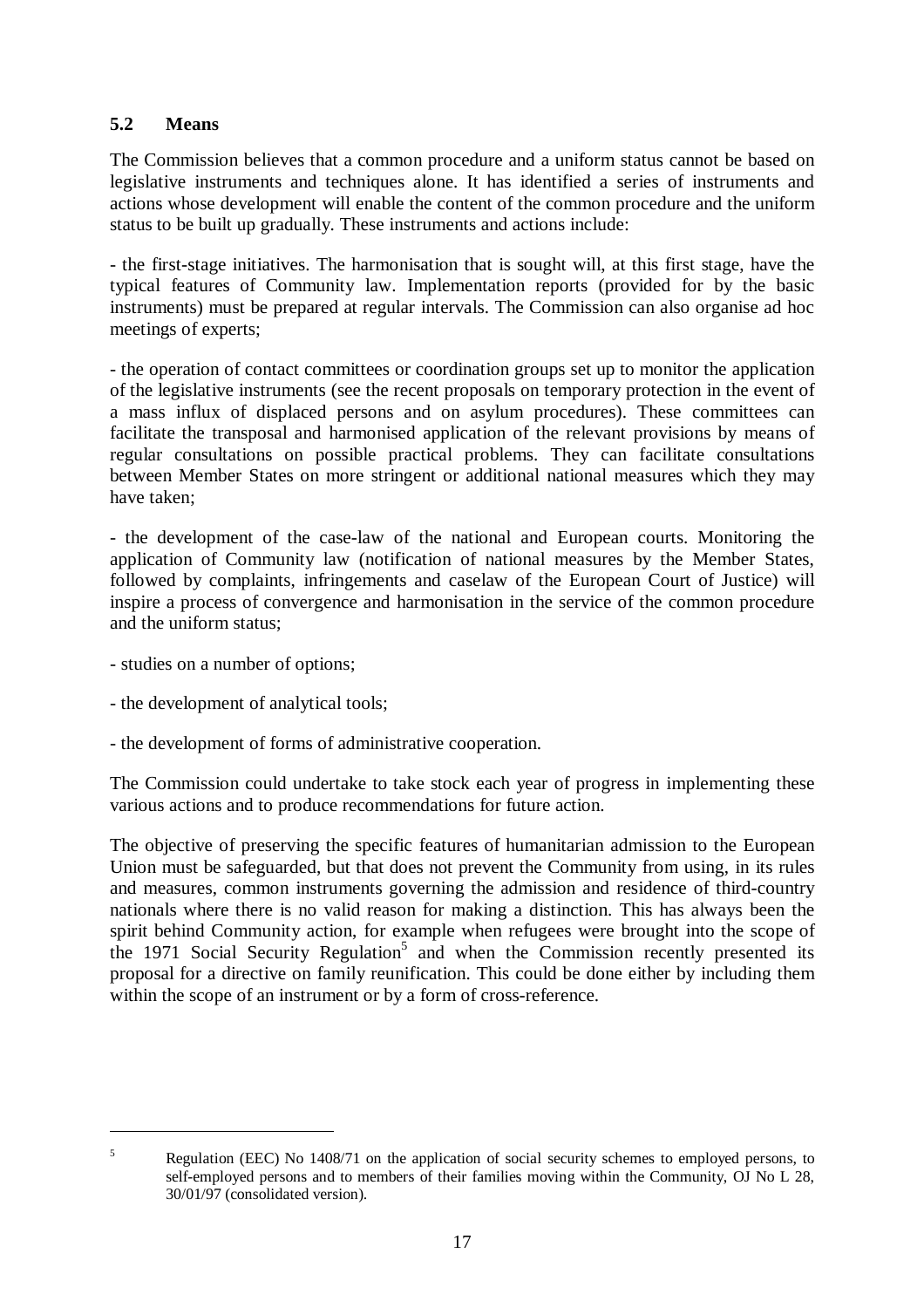### 5.2 Means

The Commission believes that a common procedure and a uniform status cannot be based on legislative instruments and techniques alone. It has identified a series of instruments and actions whose development will enable the content of the common procedure and the uniform status to be built up gradually. These instruments and actions include:

- the first-stage initiatives. The harmonisation that is sought will, at this first stage, have the typical features of Community law. Implementation reports (provided for by the basic instruments) must be prepared at regular intervals. The Commission can also organise ad hoc meetings of experts;

- the operation of contact committees or coordination groups set up to monitor the application of the legislative instruments (see the recent proposals on temporary protection in the event of a mass influx of displaced persons and on asylum procedures). These committees can facilitate the transposal and harmonised application of the relevant provisions by means of regular consultations on possible practical problems. They can facilitate consultations between Member States on more stringent or additional national measures which they may have taken;

- the development of the case-law of the national and European courts. Monitoring the application of Community law (notification of national measures by the Member States, followed by complaints, infringements and caselaw of the European Court of Justice) will inspire a process of convergence and harmonisation in the service of the common procedure and the uniform status;

- studies on a number of options;

- the development of analytical tools;

- the development of forms of administrative cooperation.

The Commission could undertake to take stock each year of progress in implementing these various actions and to produce recommendations for future action.

The objective of preserving the specific features of humanitarian admission to the European Union must be safeguarded, but that does not prevent the Community from using, in its rules and measures, common instruments governing the admission and residence of third-country nationals where there is no valid reason for making a distinction. This has always been the spirit behind Community action, for example when refugees were brought into the scope of the 1971 Social Security Regulation[5] and when the Commission recently presented its proposal for a directive on family reunification. This could be done either by including them within the scope of an instrument or by a form of cross-reference.

---

[5] Regulation (EEC) No 1408/71 on the application of social security schemes to employed persons, to self-employed persons and to members of their families moving within the Community, OJ No L 28, 30/01/97 (consolidated version).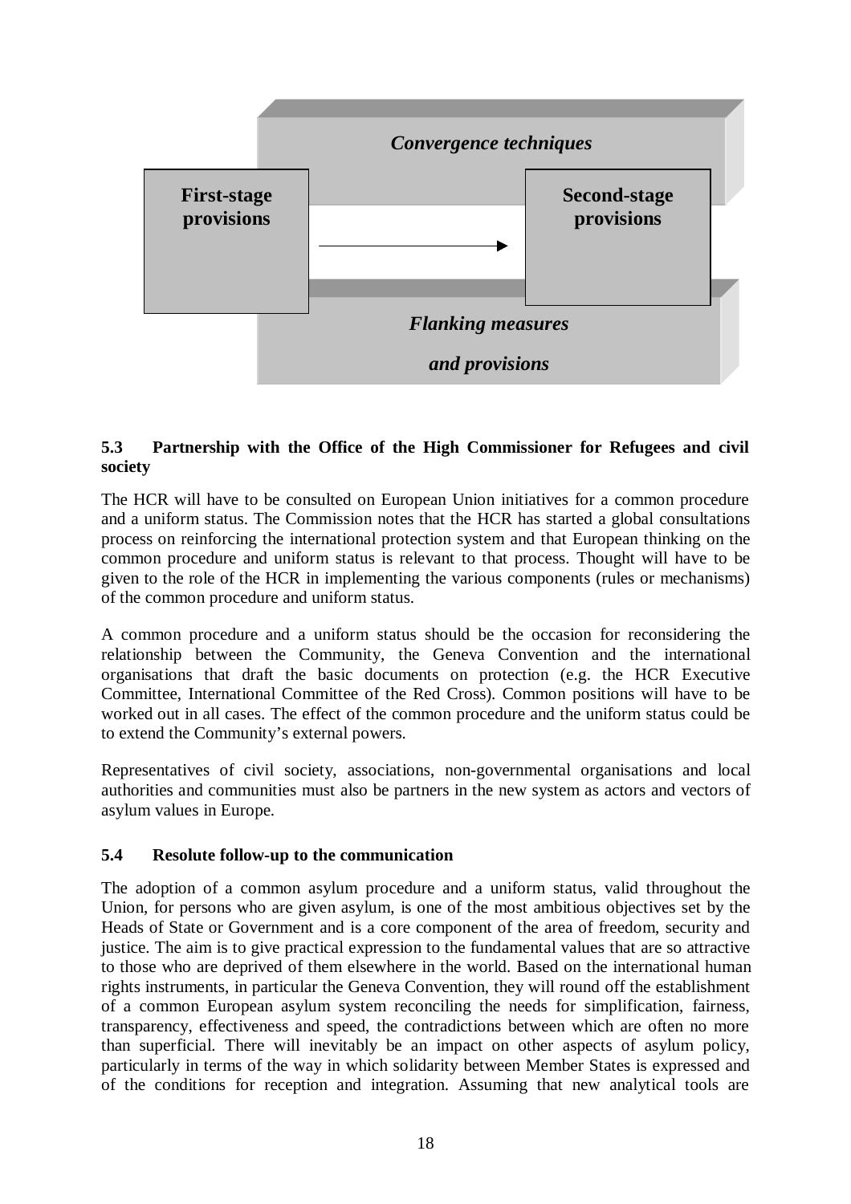Convergence techniques

**First-stage provisions** → **Second-stage provisions**

*Flanking measures and provisions*

### 5.3 Partnership with the Office of the High Commissioner for Refugees and civil society

The HCR will have to be consulted on European Union initiatives for a common procedure and a uniform status. The Commission notes that the HCR has started a global consultations process on reinforcing the international protection system and that European thinking on the common procedure and uniform status is relevant to that process. Thought will have to be given to the role of the HCR in implementing the various components (rules or mechanisms) of the common procedure and uniform status.

A common procedure and a uniform status should be the occasion for reconsidering the relationship between the Community, the Geneva Convention and the international organisations that draft the basic documents on protection (e.g. the HCR Executive Committee, International Committee of the Red Cross). Common positions will have to be worked out in all cases. The effect of the common procedure and the uniform status could be to extend the Community's external powers.

Representatives of civil society, associations, non-governmental organisations and local authorities and communities must also be partners in the new system as actors and vectors of asylum values in Europe.

### 5.4 Resolute follow-up to the communication

The adoption of a common asylum procedure and a uniform status, valid throughout the Union, for persons who are given asylum, is one of the most ambitious objectives set by the Heads of State or Government and is a core component of the area of freedom, security and justice. The aim is to give practical expression to the fundamental values that are so attractive to those who are deprived of them elsewhere in the world. Based on the international human rights instruments, in particular the Geneva Convention, they will round off the establishment of a common European asylum system reconciling the needs for simplification, fairness, transparency, effectiveness and speed, the contradictions between which are often no more than superficial. There will inevitably be an impact on other aspects of asylum policy, particularly in terms of the way in which solidarity between Member States is expressed and of the conditions for reception and integration. Assuming that new analytical tools are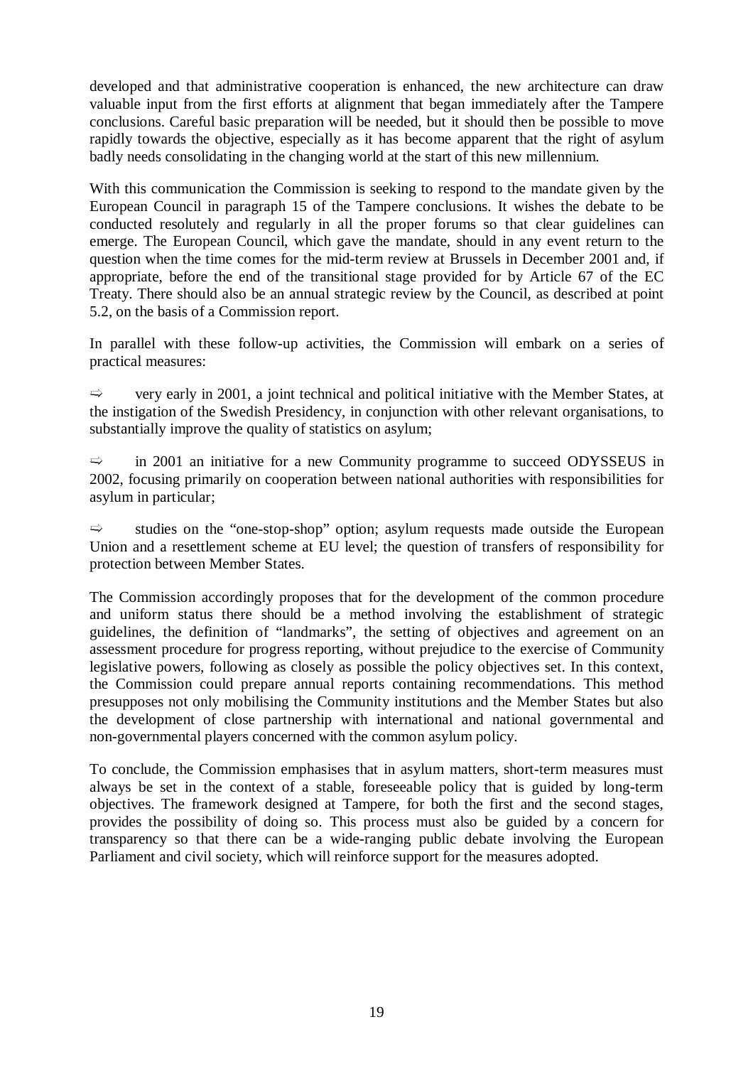developed and that administrative cooperation is enhanced, the new architecture can draw valuable input from the first efforts at alignment that began immediately after the Tampere conclusions. Careful basic preparation will be needed, but it should then be possible to move rapidly towards the objective, especially as it has become apparent that the right of asylum badly needs consolidating in the changing world at the start of this new millennium.

With this communication the Commission is seeking to respond to the mandate given by the European Council in paragraph 15 of the Tampere conclusions. It wishes the debate to be conducted resolutely and regularly in all the proper forums so that clear guidelines can emerge. The European Council, which gave the mandate, should in any event return to the question when the time comes for the mid-term review at Brussels in December 2001 and, if appropriate, before the end of the transitional stage provided for by Article 67 of the EC Treaty. There should also be an annual strategic review by the Council, as described at point 5.2, on the basis of a Commission report.

In parallel with these follow-up activities, the Commission will embark on a series of practical measures:

⇨ very early in 2001, a joint technical and political initiative with the Member States, at the instigation of the Swedish Presidency, in conjunction with other relevant organisations, to substantially improve the quality of statistics on asylum;

⇨ in 2001 an initiative for a new Community programme to succeed ODYSSEUS in 2002, focusing primarily on cooperation between national authorities with responsibilities for asylum in particular;

⇨ studies on the "one-stop-shop" option; asylum requests made outside the European Union and a resettlement scheme at EU level; the question of transfers of responsibility for protection between Member States.

The Commission accordingly proposes that for the development of the common procedure and uniform status there should be a method involving the establishment of strategic guidelines, the definition of "landmarks", the setting of objectives and agreement on an assessment procedure for progress reporting, without prejudice to the exercise of Community legislative powers, following as closely as possible the policy objectives set. In this context, the Commission could prepare annual reports containing recommendations. This method presupposes not only mobilising the Community institutions and the Member States but also the development of close partnership with international and national governmental and non-governmental players concerned with the common asylum policy.

To conclude, the Commission emphasises that in asylum matters, short-term measures must always be set in the context of a stable, foreseeable policy that is guided by long-term objectives. The framework designed at Tampere, for both the first and the second stages, provides the possibility of doing so. This process must also be guided by a concern for transparency so that there can be a wide-ranging public debate involving the European Parliament and civil society, which will reinforce support for the measures adopted.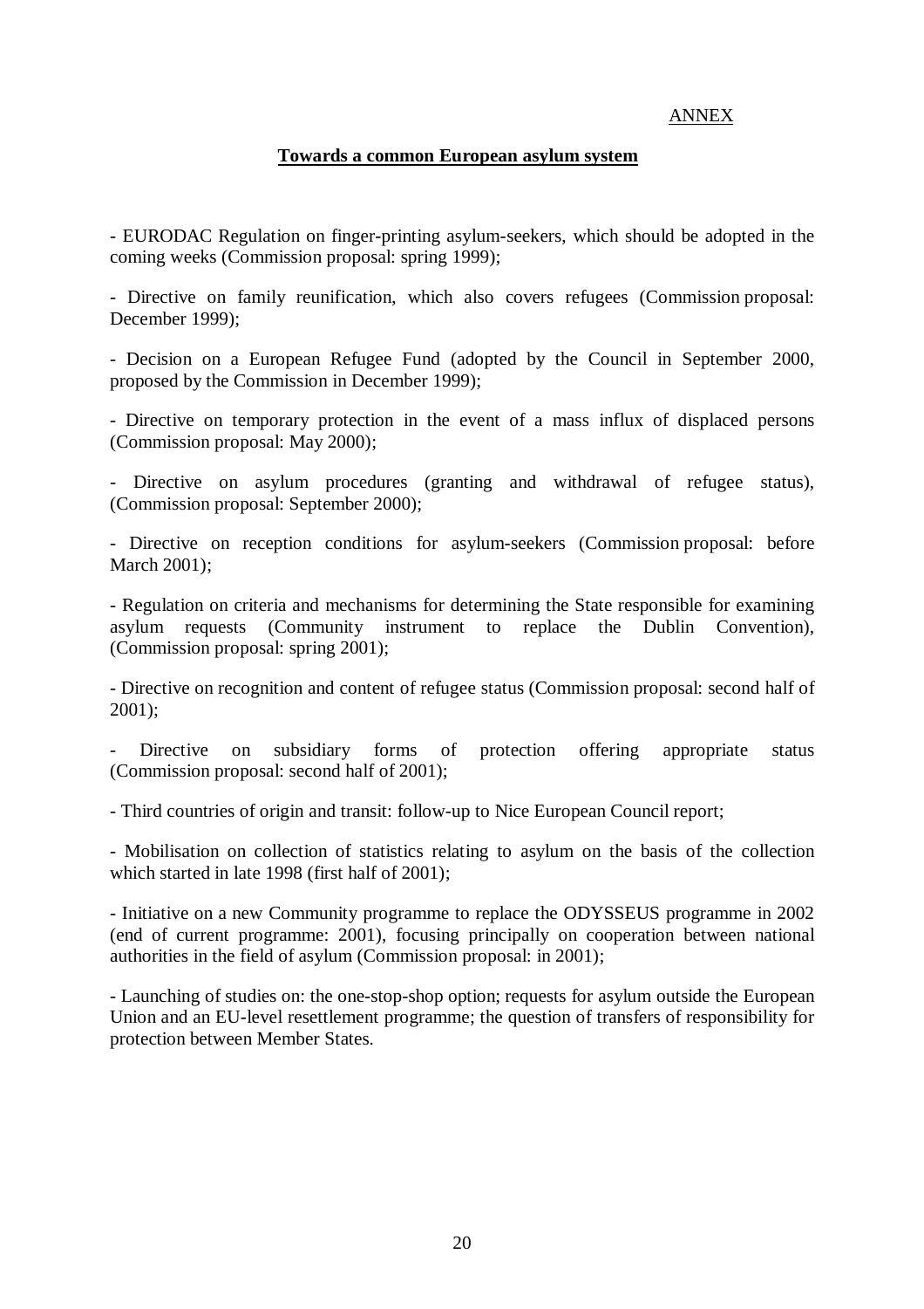ANNEX

## Towards a common European asylum system

- EURODAC Regulation on finger-printing asylum-seekers, which should be adopted in the coming weeks (Commission proposal: spring 1999);

- Directive on family reunification, which also covers refugees (Commission proposal: December 1999);

- Decision on a European Refugee Fund (adopted by the Council in September 2000, proposed by the Commission in December 1999);

- Directive on temporary protection in the event of a mass influx of displaced persons (Commission proposal: May 2000);

- Directive on asylum procedures (granting and withdrawal of refugee status), (Commission proposal: September 2000);

- Directive on reception conditions for asylum-seekers (Commission proposal: before March 2001);

- Regulation on criteria and mechanisms for determining the State responsible for examining asylum requests (Community instrument to replace the Dublin Convention), (Commission proposal: spring 2001);

- Directive on recognition and content of refugee status (Commission proposal: second half of 2001);

- Directive on subsidiary forms of protection offering appropriate status (Commission proposal: second half of 2001);

- Third countries of origin and transit: follow-up to Nice European Council report;

- Mobilisation on collection of statistics relating to asylum on the basis of the collection which started in late 1998 (first half of 2001);

- Initiative on a new Community programme to replace the ODYSSEUS programme in 2002 (end of current programme: 2001), focusing principally on cooperation between national authorities in the field of asylum (Commission proposal: in 2001);

- Launching of studies on: the one-stop-shop option; requests for asylum outside the European Union and an EU-level resettlement programme; the question of transfers of responsibility for protection between Member States.